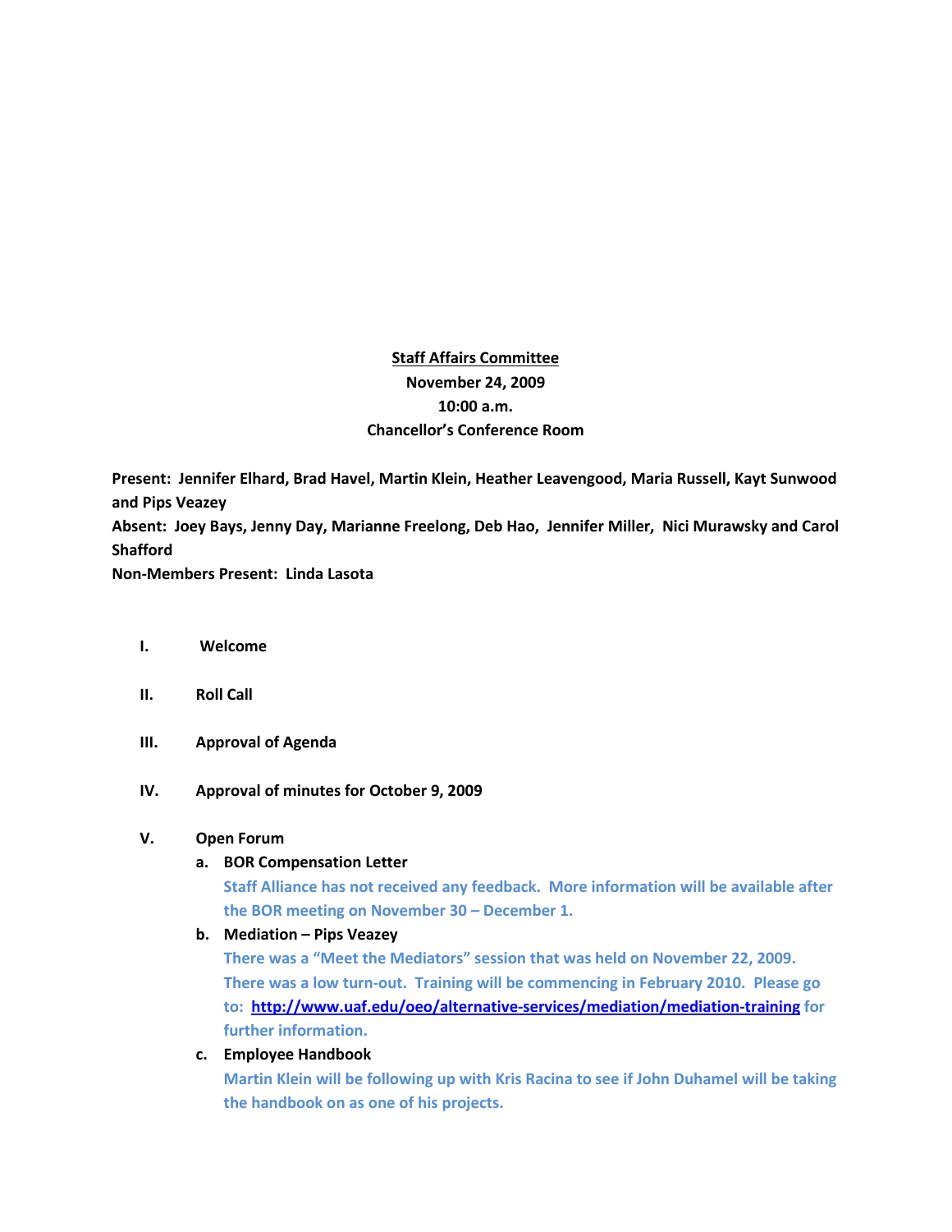# Staff Affairs Committee

**November 24, 2009**
**10:00 a.m.**
**Chancellor's Conference Room**

**Present:** Jennifer Elhard, Brad Havel, Martin Klein, Heather Leavengood, Maria Russell, Kayt Sunwood and Pips Veazey
**Absent:** Joey Bays, Jenny Day, Marianne Freelong, Deb Hao, Jennifer Miller, Nici Murawsky and Carol Shafford
**Non-Members Present:** Linda Lasota

I. **Welcome**

II. **Roll Call**

III. **Approval of Agenda**

IV. **Approval of minutes for October 9, 2009**

V. **Open Forum**

   a. **BOR Compensation Letter**
   Staff Alliance has not received any feedback. More information will be available after the BOR meeting on November 30 – December 1.

   b. **Mediation – Pips Veazey**
   There was a "Meet the Mediators" session that was held on November 22, 2009. There was a low turn-out. Training will be commencing in February 2010. Please go to: [http://www.uaf.edu/oeo/alternative-services/mediation/mediation-training](http://www.uaf.edu/oeo/alternative-services/mediation/mediation-training) for further information.

   c. **Employee Handbook**
   Martin Klein will be following up with Kris Racina to see if John Duhamel will be taking the handbook on as one of his projects.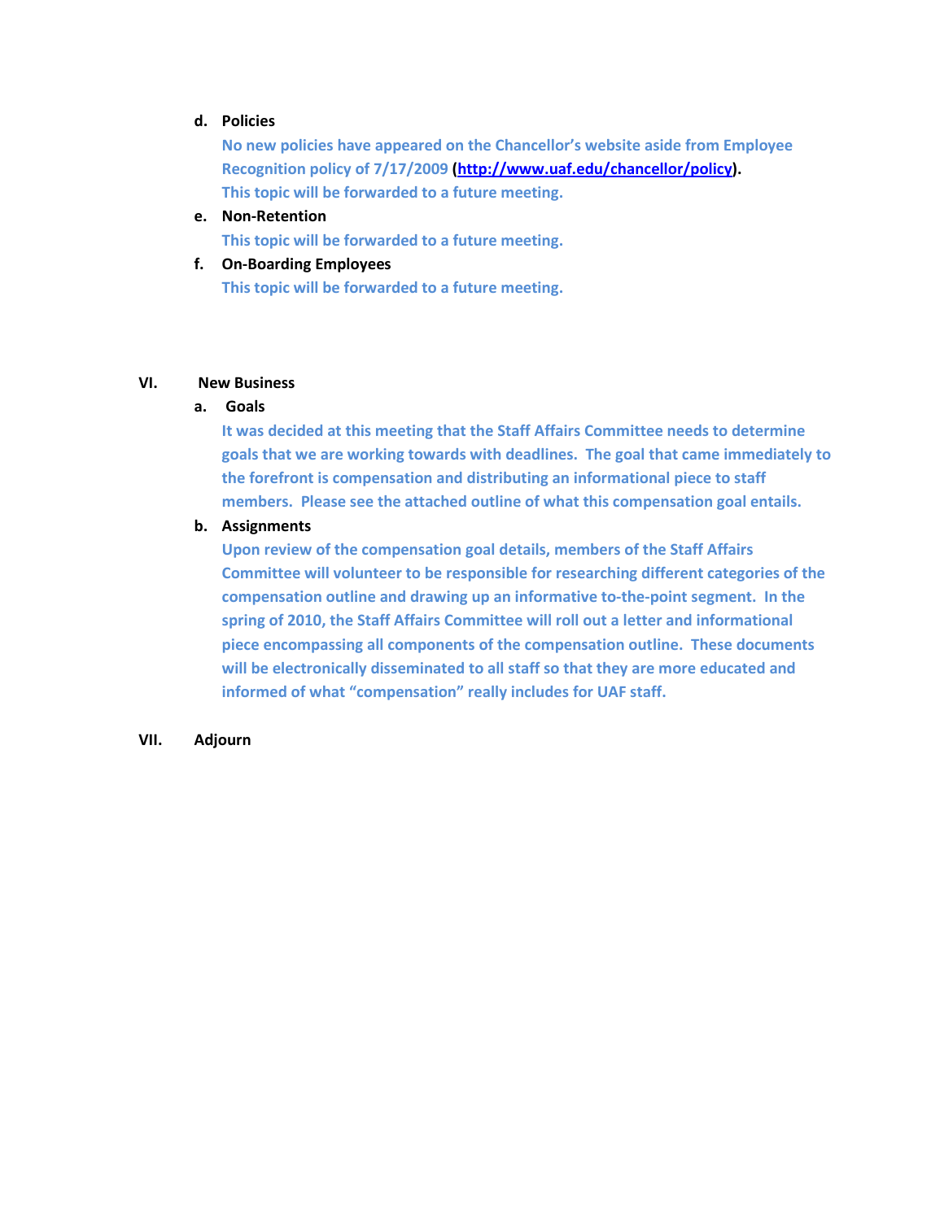d. **Policies**

   **No new policies have appeared on the Chancellor's website aside from Employee Recognition policy of 7/17/2009 ([http://www.uaf.edu/chancellor/policy](http://www.uaf.edu/chancellor/policy)).**
   **This topic will be forwarded to a future meeting.**

e. **Non-Retention**

   **This topic will be forwarded to a future meeting.**

f. **On-Boarding Employees**

   **This topic will be forwarded to a future meeting.**

VI. **New Business**

a. **Goals**

   **It was decided at this meeting that the Staff Affairs Committee needs to determine goals that we are working towards with deadlines. The goal that came immediately to the forefront is compensation and distributing an informational piece to staff members. Please see the attached outline of what this compensation goal entails.**

b. **Assignments**

   **Upon review of the compensation goal details, members of the Staff Affairs Committee will volunteer to be responsible for researching different categories of the compensation outline and drawing up an informative to-the-point segment. In the spring of 2010, the Staff Affairs Committee will roll out a letter and informational piece encompassing all components of the compensation outline. These documents will be electronically disseminated to all staff so that they are more educated and informed of what "compensation" really includes for UAF staff.**

VII. **Adjourn**